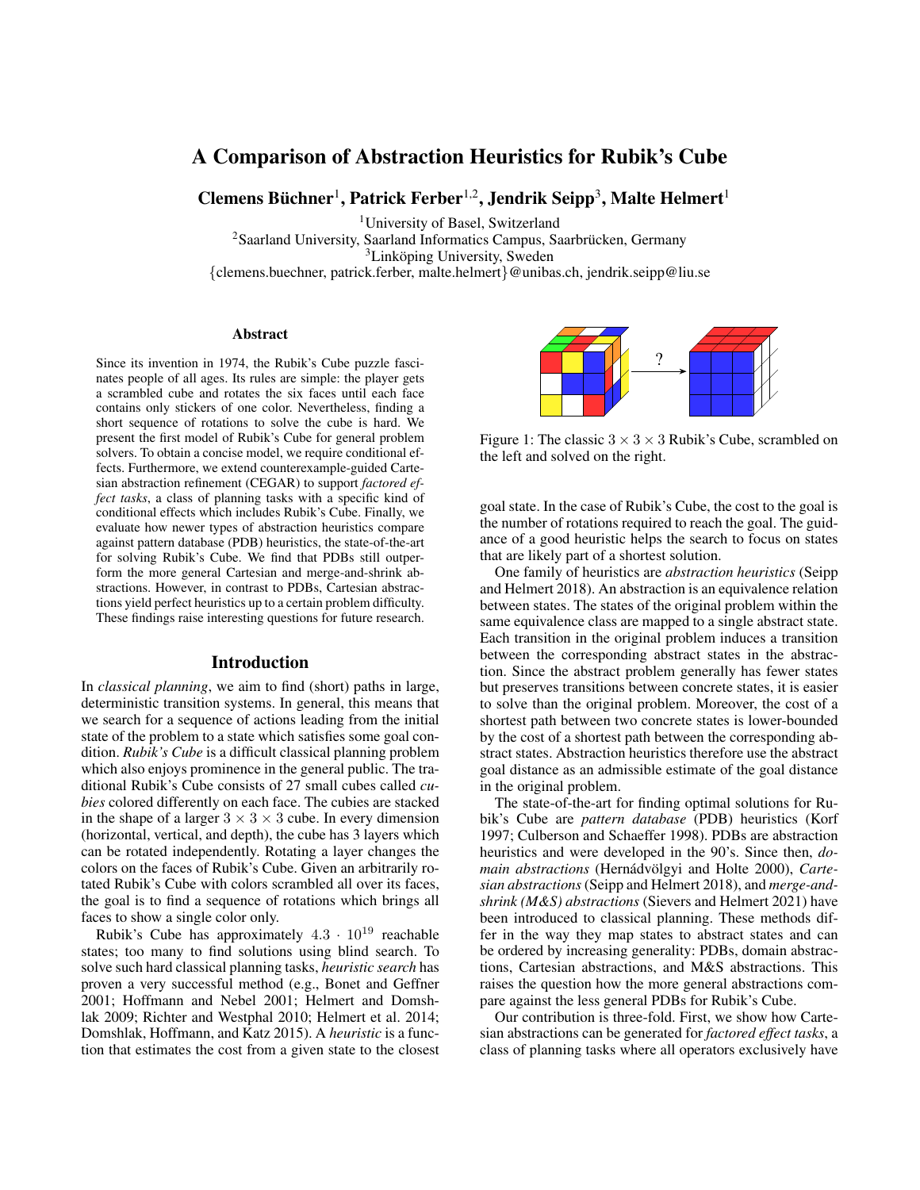# A Comparison of Abstraction Heuristics for Rubik's Cube

**Clemens Büchner**[1], **Patrick Ferber**[1,2], **Jendrik Seipp**[3], **Malte Helmert**[1]

[1]University of Basel, Switzerland
[2]Saarland University, Saarland Informatics Campus, Saarbrücken, Germany
[3]Linköping University, Sweden
{clemens.buechner, patrick.ferber, malte.helmert}@unibas.ch, jendrik.seipp@liu.se

## Abstract

Since its invention in 1974, the Rubik's Cube puzzle fascinates people of all ages. Its rules are simple: the player gets a scrambled cube and rotates the six faces until each face contains only stickers of one color. Nevertheless, finding a short sequence of rotations to solve the cube is hard. We present the first model of Rubik's Cube for general problem solvers. To obtain a concise model, we require conditional effects. Furthermore, we extend counterexample-guided Cartesian abstraction refinement (CEGAR) to support *factored effect tasks*, a class of planning tasks with a specific kind of conditional effects which includes Rubik's Cube. Finally, we evaluate how newer types of abstraction heuristics compare against pattern database (PDB) heuristics, the state-of-the-art for solving Rubik's Cube. We find that PDBs still outperform the more general Cartesian and merge-and-shrink abstractions. However, in contrast to PDBs, Cartesian abstractions yield perfect heuristics up to a certain problem difficulty. These findings raise interesting questions for future research.

## Introduction

In *classical planning*, we aim to find (short) paths in large, deterministic transition systems. In general, this means that we search for a sequence of actions leading from the initial state of the problem to a state which satisfies some goal condition. *Rubik's Cube* is a difficult classical planning problem which also enjoys prominence in the general public. The traditional Rubik's Cube consists of 27 small cubes called *cubies* colored differently on each face. The cubies are stacked in the shape of a larger $3 \times 3 \times 3$ cube. In every dimension (horizontal, vertical, and depth), the cube has 3 layers which can be rotated independently. Rotating a layer changes the colors on the faces of Rubik's Cube. Given an arbitrarily rotated Rubik's Cube with colors scrambled all over its faces, the goal is to find a sequence of rotations which brings all faces to show a single color only.

Rubik's Cube has approximately $4.3 \cdot 10^{19}$ reachable states; too many to find solutions using blind search. To solve such hard classical planning tasks, *heuristic search* has proven a very successful method (e.g., Bonet and Geffner 2001; Hoffmann and Nebel 2001; Helmert and Domshlak 2009; Richter and Westphal 2010; Helmert et al. 2014; Domshlak, Hoffmann, and Katz 2015). A *heuristic* is a function that estimates the cost from a given state to the closest goal state. In the case of Rubik's Cube, the cost to the goal is the number of rotations required to reach the goal. The guidance of a good heuristic helps the search to focus on states that are likely part of a shortest solution.

Figure 1: The classic $3 \times 3 \times 3$ Rubik's Cube, scrambled on the left and solved on the right.

One family of heuristics are *abstraction heuristics* (Seipp and Helmert 2018). An abstraction is an equivalence relation between states. The states of the original problem within the same equivalence class are mapped to a single abstract state. Each transition in the original problem induces a transition between the corresponding abstract states in the abstraction. Since the abstract problem generally has fewer states but preserves transitions between concrete states, it is easier to solve than the original problem. Moreover, the cost of a shortest path between two concrete states is lower-bounded by the cost of a shortest path between the corresponding abstract states. Abstraction heuristics therefore use the abstract goal distance as an admissible estimate of the goal distance in the original problem.

The state-of-the-art for finding optimal solutions for Rubik's Cube are *pattern database* (PDB) heuristics (Korf 1997; Culberson and Schaeffer 1998). PDBs are abstraction heuristics and were developed in the 90's. Since then, *domain abstractions* (Hernádvölgyi and Holte 2000), *Cartesian abstractions* (Seipp and Helmert 2018), and *merge-and-shrink (M&S) abstractions* (Sievers and Helmert 2021) have been introduced to classical planning. These methods differ in the way they map states to abstract states and can be ordered by increasing generality: PDBs, domain abstractions, Cartesian abstractions, and M&S abstractions. This raises the question how the more general abstractions compare against the less general PDBs for Rubik's Cube.

Our contribution is three-fold. First, we show how Cartesian abstractions can be generated for *factored effect tasks*, a class of planning tasks where all operators exclusively have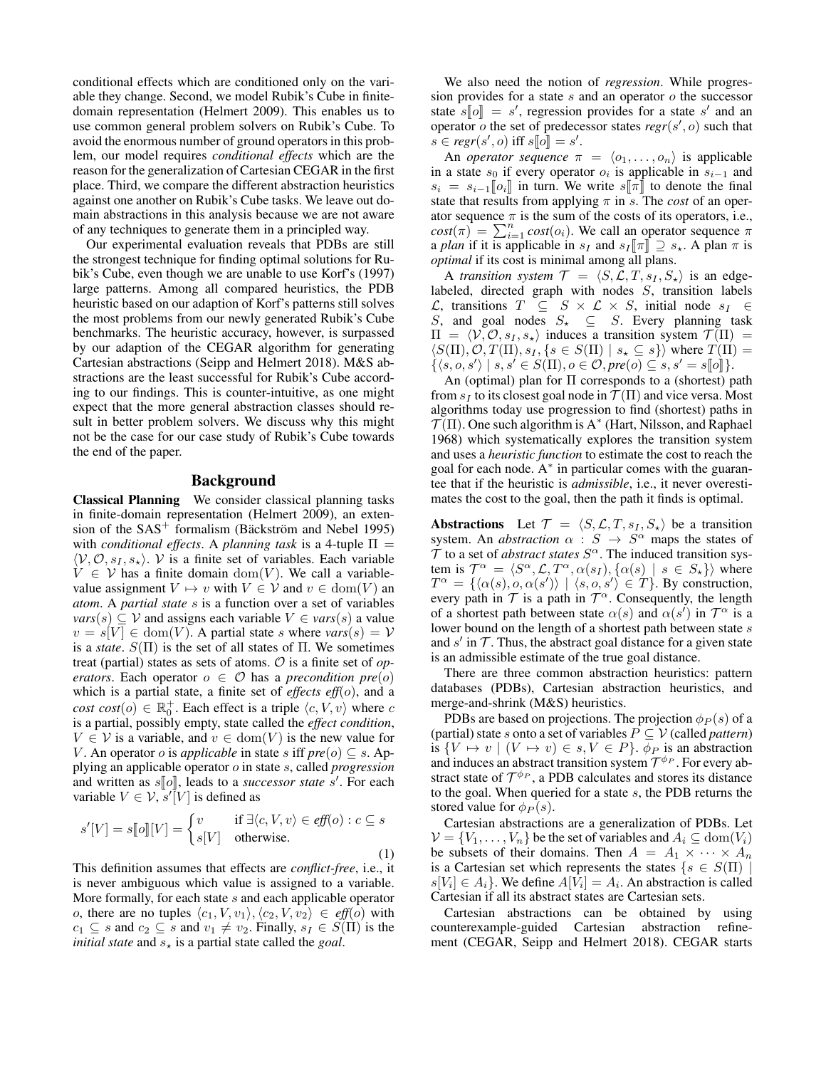conditional effects which are conditioned only on the variable they change. Second, we model Rubik's Cube in finite-domain representation (Helmert 2009). This enables us to use common general problem solvers on Rubik's Cube. To avoid the enormous number of ground operators in this problem, our model requires *conditional effects* which are the reason for the generalization of Cartesian CEGAR in the first place. Third, we compare the different abstraction heuristics against one another on Rubik's Cube tasks. We leave out domain abstractions in this analysis because we are not aware of any techniques to generate them in a principled way.

Our experimental evaluation reveals that PDBs are still the strongest technique for finding optimal solutions for Rubik's Cube, even though we are unable to use Korf's (1997) large patterns. Among all compared heuristics, the PDB heuristic based on our adaption of Korf's patterns still solves the most problems from our newly generated Rubik's Cube benchmarks. The heuristic accuracy, however, is surpassed by our adaption of the CEGAR algorithm for generating Cartesian abstractions (Seipp and Helmert 2018). M&S abstractions are the least successful for Rubik's Cube according to our findings. This is counter-intuitive, as one might expect that the more general abstraction classes should result in better problem solvers. We discuss why this might not be the case for our case study of Rubik's Cube towards the end of the paper.

## Background

**Classical Planning** We consider classical planning tasks in finite-domain representation (Helmert 2009), an extension of the $\mathrm{SAS}^+$ formalism (Bäckström and Nebel 1995) with *conditional effects*. A *planning task* is a 4-tuple $\Pi = \langle \mathcal{V}, \mathcal{O}, s_I, s_\star \rangle$. $\mathcal{V}$ is a finite set of variables. Each variable $V \in \mathcal{V}$ has a finite domain $\mathrm{dom}(V)$. We call a variable-value assignment $V \mapsto v$ with $V \in \mathcal{V}$ and $v \in \mathrm{dom}(V)$ an *atom*. A *partial state* $s$ is a function over a set of variables $\mathit{vars}(s) \subseteq \mathcal{V}$ and assigns each variable $V \in \mathit{vars}(s)$ a value $v = s[V] \in \mathrm{dom}(V)$. A partial state $s$ where $\mathit{vars}(s) = \mathcal{V}$ is a *state*. $S(\Pi)$ is the set of all states of $\Pi$. We sometimes treat (partial) states as sets of atoms. $\mathcal{O}$ is a finite set of *operators*. Each operator $o \in \mathcal{O}$ has a *precondition* $\mathit{pre}(o)$ which is a partial state, a finite set of *effects* $\mathit{eff}(o)$, and a *cost* $\mathit{cost}(o) \in \mathbb{R}_0^+$. Each effect is a triple $\langle c, V, v \rangle$ where $c$ is a partial, possibly empty, state called the *effect condition*, $V \in \mathcal{V}$ is a variable, and $v \in \mathrm{dom}(V)$ is the new value for $V$. An operator $o$ is *applicable* in state $s$ iff $\mathit{pre}(o) \subseteq s$. Applying an applicable operator $o$ in state $s$, called *progression* and written as $s[\![o]\!]$, leads to a *successor state* $s'$. For each variable $V \in \mathcal{V}$, $s'[V]$ is defined as

$$s'[V] = s[\![o]\!][V] = \begin{cases} v & \text{if } \exists \langle c, V, v \rangle \in \mathit{eff}(o) : c \subseteq s \\ s[V] & \text{otherwise.} \end{cases} \tag{1}$$

This definition assumes that effects are *conflict-free*, i.e., it is never ambiguous which value is assigned to a variable. More formally, for each state $s$ and each applicable operator $o$, there are no tuples $\langle c_1, V, v_1 \rangle, \langle c_2, V, v_2 \rangle \in \mathit{eff}(o)$ with $c_1 \subseteq s$ and $c_2 \subseteq s$ and $v_1 \neq v_2$. Finally, $s_I \in S(\Pi)$ is the *initial state* and $s_\star$ is a partial state called the *goal*.

We also need the notion of *regression*. While progression provides for a state $s$ and an operator $o$ the successor state $s[\![o]\!] = s'$, regression provides for a state $s'$ and an operator $o$ the set of predecessor states $\mathit{regr}(s', o)$ such that $s \in \mathit{regr}(s', o)$ iff $s[\![o]\!] = s'$.

An *operator sequence* $\pi = \langle o_1, \dots, o_n \rangle$ is applicable in a state $s_0$ if every operator $o_i$ is applicable in $s_{i-1}$ and $s_i = s_{i-1}[\![o_i]\!]$ in turn. We write $s[\![\pi]\!]$ to denote the final state that results from applying $\pi$ in $s$. The *cost* of an operator sequence $\pi$ is the sum of the costs of its operators, i.e., $\mathit{cost}(\pi) = \sum_{i=1}^{n} \mathit{cost}(o_i)$. We call an operator sequence $\pi$ a *plan* if it is applicable in $s_I$ and $s_I[\![\pi]\!] \supseteq s_\star$. A plan $\pi$ is *optimal* if its cost is minimal among all plans.

A *transition system* $\mathcal{T} = \langle S, \mathcal{L}, T, s_I, S_\star \rangle$ is an edge-labeled, directed graph with nodes $S$, transition labels $\mathcal{L}$, transitions $T \subseteq S \times \mathcal{L} \times S$, initial node $s_I \in S$, and goal nodes $S_\star \subseteq S$. Every planning task $\Pi = \langle \mathcal{V}, \mathcal{O}, s_I, s_\star \rangle$ induces a transition system $\mathcal{T}(\Pi) = \langle S(\Pi), \mathcal{O}, T(\Pi), s_I, \{s \in S(\Pi) \mid s_\star \subseteq s\} \rangle$ where $T(\Pi) = \{\langle s, o, s' \rangle \mid s, s' \in S(\Pi), o \in \mathcal{O}, \mathit{pre}(o) \subseteq s, s' = s[\![o]\!]\}$.

An (optimal) plan for $\Pi$ corresponds to a (shortest) path from $s_I$ to its closest goal node in $\mathcal{T}(\Pi)$ and vice versa. Most algorithms today use progression to find (shortest) paths in $\mathcal{T}(\Pi)$. One such algorithm is A$^*$ (Hart, Nilsson, and Raphael 1968) which systematically explores the transition system and uses a *heuristic function* to estimate the cost to reach the goal for each node. A$^*$ in particular comes with the guarantee that if the heuristic is *admissible*, i.e., it never overestimates the cost to the goal, then the path it finds is optimal.

**Abstractions** Let $\mathcal{T} = \langle S, \mathcal{L}, T, s_I, S_\star \rangle$ be a transition system. An *abstraction* $\alpha : S \to S^\alpha$ maps the states of $\mathcal{T}$ to a set of *abstract states* $S^\alpha$. The induced transition system is $\mathcal{T}^\alpha = \langle S^\alpha, \mathcal{L}, T^\alpha, \alpha(s_I), \{\alpha(s) \mid s \in S_\star\} \rangle$ where $T^\alpha = \{\langle \alpha(s), o, \alpha(s') \rangle \mid \langle s, o, s' \rangle \in T\}$. By construction, every path in $\mathcal{T}$ is a path in $\mathcal{T}^\alpha$. Consequently, the length of a shortest path between state $\alpha(s)$ and $\alpha(s')$ in $\mathcal{T}^\alpha$ is a lower bound on the length of a shortest path between state $s$ and $s'$ in $\mathcal{T}$. Thus, the abstract goal distance for a given state is an admissible estimate of the true goal distance.

There are three common abstraction heuristics: pattern databases (PDBs), Cartesian abstraction heuristics, and merge-and-shrink (M&S) heuristics.

PDBs are based on projections. The projection $\phi_P(s)$ of a (partial) state $s$ onto a set of variables $P \subseteq \mathcal{V}$ (called *pattern*) is $\{V \mapsto v \mid (V \mapsto v) \in s, V \in P\}$. $\phi_P$ is an abstraction and induces an abstract transition system $\mathcal{T}^{\phi_P}$. For every abstract state of $\mathcal{T}^{\phi_P}$, a PDB calculates and stores its distance to the goal. When queried for a state $s$, the PDB returns the stored value for $\phi_P(s)$.

Cartesian abstractions are a generalization of PDBs. Let $\mathcal{V} = \{V_1, \dots, V_n\}$ be the set of variables and $A_i \subseteq \mathrm{dom}(V_i)$ be subsets of their domains. Then $A = A_1 \times \dots \times A_n$ is a Cartesian set which represents the states $\{s \in S(\Pi) \mid s[V_i] \in A_i\}$. We define $A[V_i] = A_i$. An abstraction is called Cartesian if all its abstract states are Cartesian sets.

Cartesian abstractions can be obtained by using counterexample-guided Cartesian abstraction refinement (CEGAR, Seipp and Helmert 2018). CEGAR starts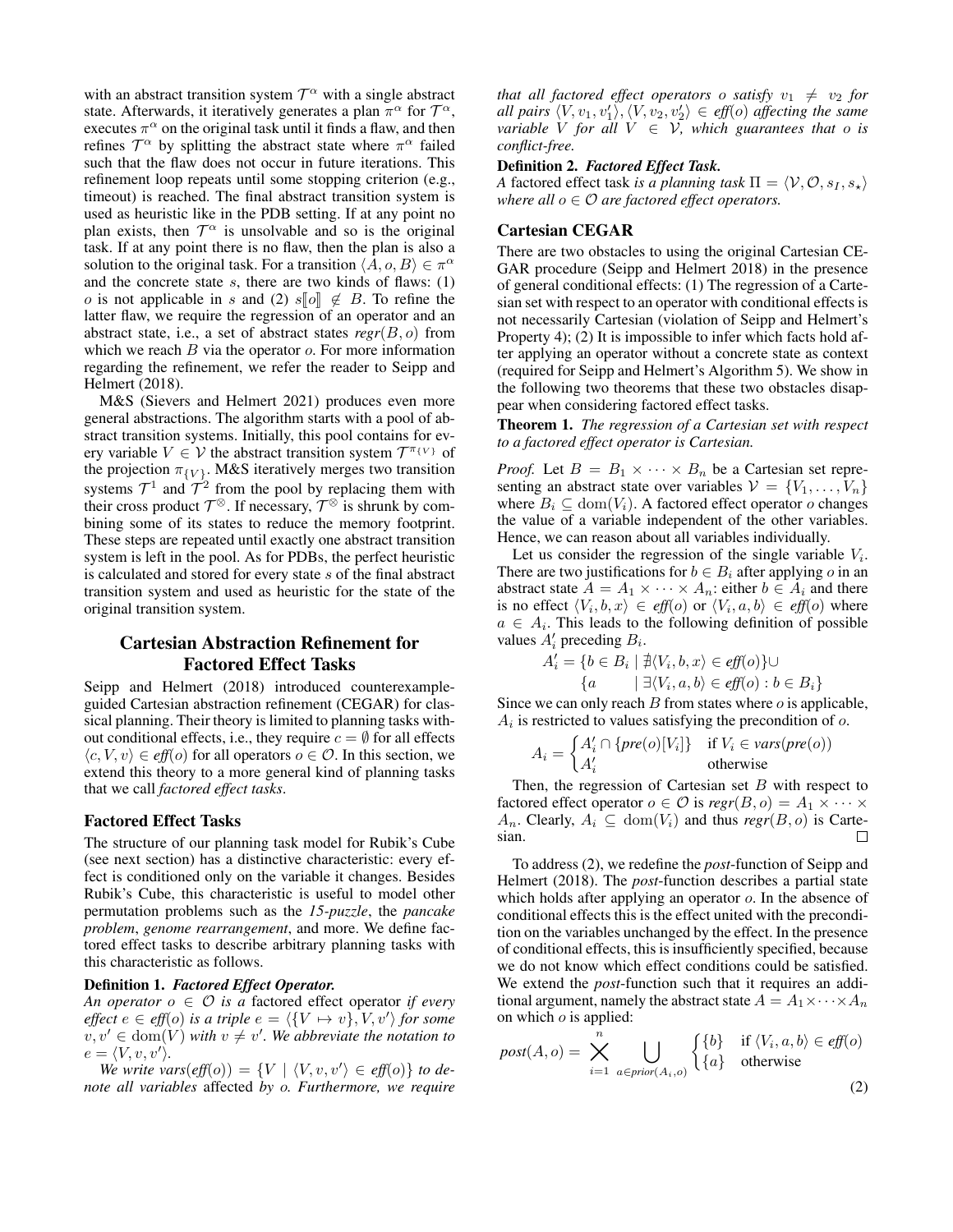with an abstract transition system $\mathcal{T}^\alpha$ with a single abstract state. Afterwards, it iteratively generates a plan $\pi^\alpha$ for $\mathcal{T}^\alpha$, executes $\pi^\alpha$ on the original task until it finds a flaw, and then refines $\mathcal{T}^\alpha$ by splitting the abstract state where $\pi^\alpha$ failed such that the flaw does not occur in future iterations. This refinement loop repeats until some stopping criterion (e.g., timeout) is reached. The final abstract transition system is used as heuristic like in the PDB setting. If at any point no plan exists, then $\mathcal{T}^\alpha$ is unsolvable and so is the original task. If at any point there is no flaw, then the plan is also a solution to the original task. For a transition $\langle A, o, B\rangle \in \pi^\alpha$ and the concrete state $s$, there are two kinds of flaws: (1) $o$ is not applicable in $s$ and (2) $s[\![o]\!] \notin B$. To refine the latter flaw, we require the regression of an operator and an abstract state, i.e., a set of abstract states $\mathit{regr}(B, o)$ from which we reach $B$ via the operator $o$. For more information regarding the refinement, we refer the reader to Seipp and Helmert (2018).

M&S (Sievers and Helmert 2021) produces even more general abstractions. The algorithm starts with a pool of abstract transition systems. Initially, this pool contains for every variable $V \in \mathcal{V}$ the abstract transition system $\mathcal{T}^{\pi_{\{V\}}}$ of the projection $\pi_{\{V\}}$. M&S iteratively merges two transition systems $\mathcal{T}^1$ and $\mathcal{T}^2$ from the pool by replacing them with their cross product $\mathcal{T}^\otimes$. If necessary, $\mathcal{T}^\otimes$ is shrunk by combining some of its states to reduce the memory footprint. These steps are repeated until exactly one abstract transition system is left in the pool. As for PDBs, the perfect heuristic is calculated and stored for every state $s$ of the final abstract transition system and used as heuristic for the state of the original transition system.

# Cartesian Abstraction Refinement for Factored Effect Tasks

Seipp and Helmert (2018) introduced counterexample-guided Cartesian abstraction refinement (CEGAR) for classical planning. Their theory is limited to planning tasks without conditional effects, i.e., they require $c = \emptyset$ for all effects $\langle c, V, v\rangle \in \mathit{eff}(o)$ for all operators $o \in \mathcal{O}$. In this section, we extend this theory to a more general kind of planning tasks that we call *factored effect tasks*.

## Factored Effect Tasks

The structure of our planning task model for Rubik's Cube (see next section) has a distinctive characteristic: every effect is conditioned only on the variable it changes. Besides Rubik's Cube, this characteristic is useful to model other permutation problems such as the *15-puzzle*, the *pancake problem*, *genome rearrangement*, and more. We define factored effect tasks to describe arbitrary planning tasks with this characteristic as follows.

**Definition 1.** ***Factored Effect Operator.***
*An operator $o \in \mathcal{O}$ is a* factored effect operator *if every effect $e \in \mathit{eff}(o)$ is a triple $e = \langle\{V \mapsto v\}, V, v'\rangle$ for some $v, v' \in \mathrm{dom}(V)$ with $v \neq v'$. We abbreviate the notation to $e = \langle V, v, v'\rangle$.*

*We write $\mathit{vars}(\mathit{eff}(o)) = \{V \mid \langle V, v, v'\rangle \in \mathit{eff}(o)\}$ to denote all variables* affected *by $o$. Furthermore, we require that all factored effect operators $o$ satisfy $v_1 \neq v_2$ for all pairs $\langle V, v_1, v_1'\rangle, \langle V, v_2, v_2'\rangle \in \mathit{eff}(o)$ affecting the same variable $V$ for all $V \in \mathcal{V}$, which guarantees that $o$ is conflict-free.*

**Definition 2.** ***Factored Effect Task.***
*A* factored effect task *is a planning task $\Pi = \langle \mathcal{V}, \mathcal{O}, s_I, s_\star\rangle$ where all $o \in \mathcal{O}$ are factored effect operators.*

## Cartesian CEGAR

There are two obstacles to using the original Cartesian CEGAR procedure (Seipp and Helmert 2018) in the presence of general conditional effects: (1) The regression of a Cartesian set with respect to an operator with conditional effects is not necessarily Cartesian (violation of Seipp and Helmert's Property 4); (2) It is impossible to infer which facts hold after applying an operator without a concrete state as context (required for Seipp and Helmert's Algorithm 5). We show in the following two theorems that these two obstacles disappear when considering factored effect tasks.

**Theorem 1.** *The regression of a Cartesian set with respect to a factored effect operator is Cartesian.*

*Proof.* Let $B = B_1 \times \cdots \times B_n$ be a Cartesian set representing an abstract state over variables $\mathcal{V} = \{V_1, \ldots, V_n\}$ where $B_i \subseteq \mathrm{dom}(V_i)$. A factored effect operator $o$ changes the value of a variable independent of the other variables. Hence, we can reason about all variables individually.

Let us consider the regression of the single variable $V_i$. There are two justifications for $b \in B_i$ after applying $o$ in an abstract state $A = A_1 \times \cdots \times A_n$: either $b \in A_i$ and there is no effect $\langle V_i, b, x\rangle \in \mathit{eff}(o)$ or $\langle V_i, a, b\rangle \in \mathit{eff}(o)$ where $a \in A_i$. This leads to the following definition of possible values $A_i'$ preceding $B_i$.

$$
\begin{aligned}
A_i' = \{&b \in B_i \mid \nexists \langle V_i, b, x\rangle \in \mathit{eff}(o)\} \cup \\
\{&a \quad\;\; \mid \exists \langle V_i, a, b\rangle \in \mathit{eff}(o) : b \in B_i\}
\end{aligned}
$$

Since we can only reach $B$ from states where $o$ is applicable, $A_i$ is restricted to values satisfying the precondition of $o$.

$$
A_i = \begin{cases} A_i' \cap \{\mathit{pre}(o)[V_i]\} & \text{if } V_i \in \mathit{vars}(\mathit{pre}(o)) \\ A_i' & \text{otherwise} \end{cases}
$$

Then, the regression of Cartesian set $B$ with respect to factored effect operator $o \in \mathcal{O}$ is $\mathit{regr}(B, o) = A_1 \times \cdots \times A_n$. Clearly, $A_i \subseteq \mathrm{dom}(V_i)$ and thus $\mathit{regr}(B, o)$ is Cartesian. $\square$

To address (2), we redefine the *post*-function of Seipp and Helmert (2018). The *post*-function describes a partial state which holds after applying an operator $o$. In the absence of conditional effects this is the effect united with the precondition on the variables unchanged by the effect. In the presence of conditional effects, this is insufficiently specified, because we do not know which effect conditions could be satisfied. We extend the *post*-function such that it requires an additional argument, namely the abstract state $A = A_1 \times \cdots \times A_n$ on which $o$ is applied:

$$
\mathit{post}(A, o) = \bigtimes_{i=1}^{n} \bigcup_{a \in \mathit{prior}(A_i, o)} \begin{cases} \{b\} & \text{if } \langle V_i, a, b\rangle \in \mathit{eff}(o) \\ \{a\} & \text{otherwise} \end{cases} \tag{2}
$$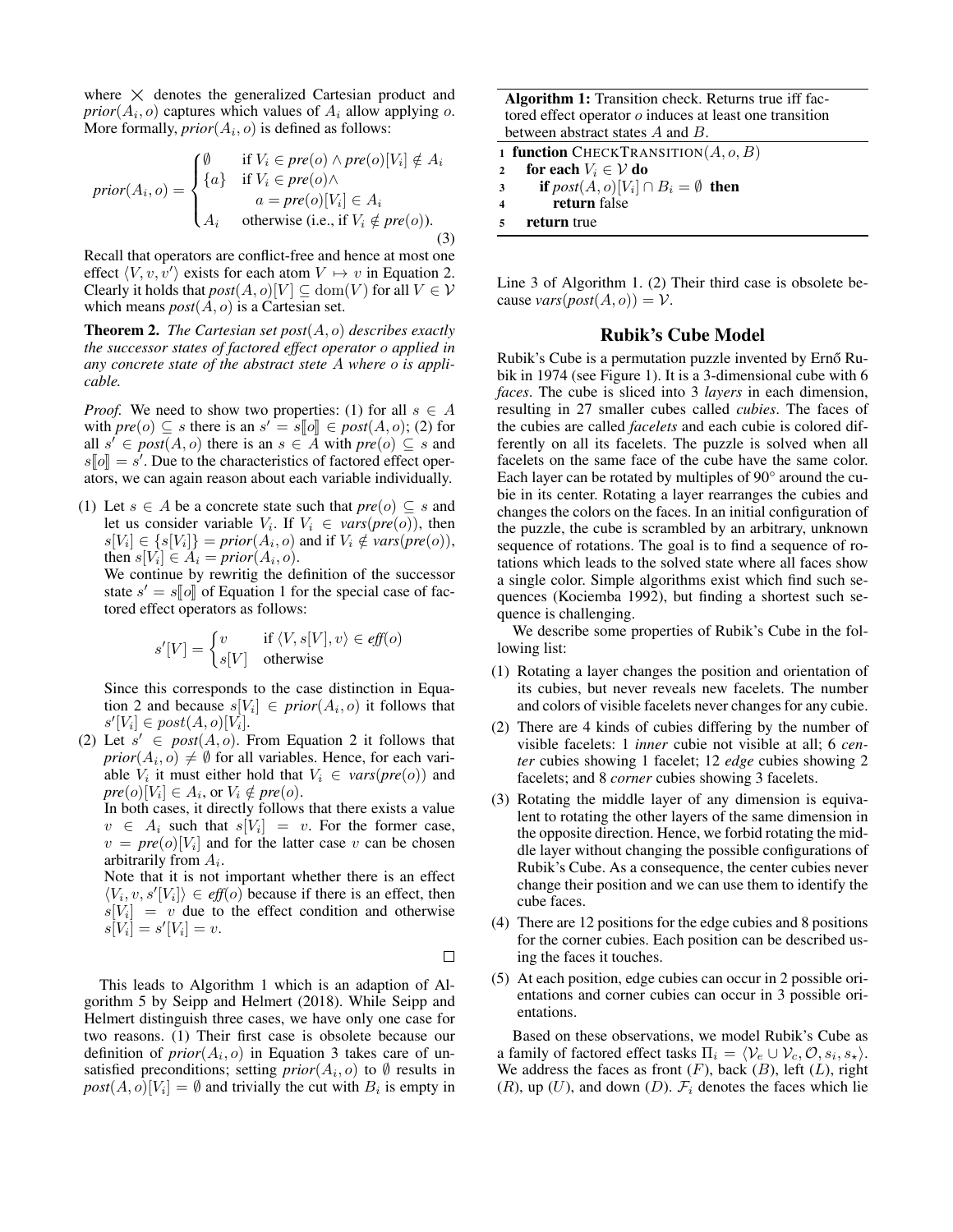where $\bigtimes$ denotes the generalized Cartesian product and *prior*$(A_i, o)$ captures which values of $A_i$ allow applying $o$. More formally, *prior*$(A_i, o)$ is defined as follows:

$$\textit{prior}(A_i, o) = \begin{cases} \emptyset & \text{if } V_i \in \textit{pre}(o) \land \textit{pre}(o)[V_i] \notin A_i \\ \{a\} & \text{if } V_i \in \textit{pre}(o) \land \\ & \quad a = \textit{pre}(o)[V_i] \in A_i \\ A_i & \text{otherwise (i.e., if } V_i \notin \textit{pre}(o)). \end{cases} \tag{3}$$

Recall that operators are conflict-free and hence at most one effect $\langle V, v, v' \rangle$ exists for each atom $V \mapsto v$ in Equation 2. Clearly it holds that *post*$(A, o)[V] \subseteq \mathrm{dom}(V)$ for all $V \in \mathcal{V}$ which means *post*$(A, o)$ is a Cartesian set.

**Theorem 2.** *The Cartesian set post$(A, o)$ describes exactly the successor states of factored effect operator $o$ applied in any concrete state of the abstract stete $A$ where $o$ is applicable.*

*Proof.* We need to show two properties: (1) for all $s \in A$ with *pre*$(o) \subseteq s$ there is an $s' = s[\![o]\!] \in$ *post*$(A, o)$; (2) for all $s' \in$ *post*$(A, o)$ there is an $s \in A$ with *pre*$(o) \subseteq s$ and $s[\![o]\!] = s'$. Due to the characteristics of factored effect operators, we can again reason about each variable individually.

(1) Let $s \in A$ be a concrete state such that *pre*$(o) \subseteq s$ and let us consider variable $V_i$. If $V_i \in$ *vars*(*pre*$(o)$), then $s[V_i] \in \{s[V_i]\} =$ *prior*$(A_i, o)$ and if $V_i \notin$ *vars*(*pre*$(o)$), then $s[V_i] \in A_i =$ *prior*$(A_i, o)$.

We continue by rewritig the definition of the successor state $s' = s[\![o]\!]$ of Equation 1 for the special case of factored effect operators as follows:

$$s'[V] = \begin{cases} v & \text{if } \langle V, s[V], v \rangle \in \textit{eff}(o) \\ s[V] & \text{otherwise} \end{cases}$$

Since this corresponds to the case distinction in Equation 2 and because $s[V_i] \in$ *prior*$(A_i, o)$ it follows that $s'[V_i] \in post(A, o)[V_i]$.

(2) Let $s' \in$ *post*$(A, o)$. From Equation 2 it follows that *prior*$(A_i, o) \neq \emptyset$ for all variables. Hence, for each variable $V_i$ it must either hold that $V_i \in$ *vars*(*pre*$(o)$) and *pre*$(o)[V_i] \in A_i$, or $V_i \notin$ *pre*$(o)$.

In both cases, it directly follows that there exists a value $v \in A_i$ such that $s[V_i] = v$. For the former case, $v =$ *pre*$(o)[V_i]$ and for the latter case $v$ can be chosen arbitrarily from $A_i$.

Note that it is not important whether there is an effect $\langle V_i, v, s'[V_i] \rangle \in$ *eff*$(o)$ because if there is an effect, then $s[V_i] = v$ due to the effect condition and otherwise $s[V_i] = s'[V_i] = v$.

□

This leads to Algorithm 1 which is an adaption of Algorithm 5 by Seipp and Helmert (2018). While Seipp and Helmert distinguish three cases, we have only one case for two reasons. (1) Their first case is obsolete because our definition of *prior*$(A_i, o)$ in Equation 3 takes care of unsatisfied preconditions; setting *prior*$(A_i, o)$ to $\emptyset$ results in *post*$(A, o)[V_i] = \emptyset$ and trivially the cut with $B_i$ is empty in Line 3 of Algorithm 1. (2) Their third case is obsolete because *vars*(*post*$(A, o)$) $= \mathcal{V}$.

**Algorithm 1:** Transition check. Returns true iff factored effect operator $o$ induces at least one transition between abstract states $A$ and $B$.

```
1 function CheckTransition(A, o, B)
2     for each V_i ∈ 𝒱 do
3         if post(A, o)[V_i] ∩ B_i = ∅ then
4             return false
5     return true
```

## Rubik's Cube Model

Rubik's Cube is a permutation puzzle invented by Ernő Rubik in 1974 (see Figure 1). It is a 3-dimensional cube with 6 *faces*. The cube is sliced into 3 *layers* in each dimension, resulting in 27 smaller cubes called *cubies*. The faces of the cubies are called *facelets* and each cubie is colored differently on all its facelets. The puzzle is solved when all facelets on the same face of the cube have the same color. Each layer can be rotated by multiples of 90° around the cubie in its center. Rotating a layer rearranges the cubies and changes the colors on the faces. In an initial configuration of the puzzle, the cube is scrambled by an arbitrary, unknown sequence of rotations. The goal is to find a sequence of rotations which leads to the solved state where all faces show a single color. Simple algorithms exist which find such sequences (Kociemba 1992), but finding a shortest such sequence is challenging.

We describe some properties of Rubik's Cube in the following list:

(1) Rotating a layer changes the position and orientation of its cubies, but never reveals new facelets. The number and colors of visible facelets never changes for any cubie.
(2) There are 4 kinds of cubies differing by the number of visible facelets: 1 *inner* cubie not visible at all; 6 *center* cubies showing 1 facelet; 12 *edge* cubies showing 2 facelets; and 8 *corner* cubies showing 3 facelets.
(3) Rotating the middle layer of any dimension is equivalent to rotating the other layers of the same dimension in the opposite direction. Hence, we forbid rotating the middle layer without changing the possible configurations of Rubik's Cube. As a consequence, the center cubies never change their position and we can use them to identify the cube faces.
(4) There are 12 positions for the edge cubies and 8 positions for the corner cubies. Each position can be described using the faces it touches.
(5) At each position, edge cubies can occur in 2 possible orientations and corner cubies can occur in 3 possible orientations.

Based on these observations, we model Rubik's Cube as a family of factored effect tasks $\Pi_i = \langle \mathcal{V}_e \cup \mathcal{V}_c, \mathcal{O}, s_i, s_\star \rangle$. We address the faces as front ($F$), back ($B$), left ($L$), right ($R$), up ($U$), and down ($D$). $\mathcal{F}_i$ denotes the faces which lie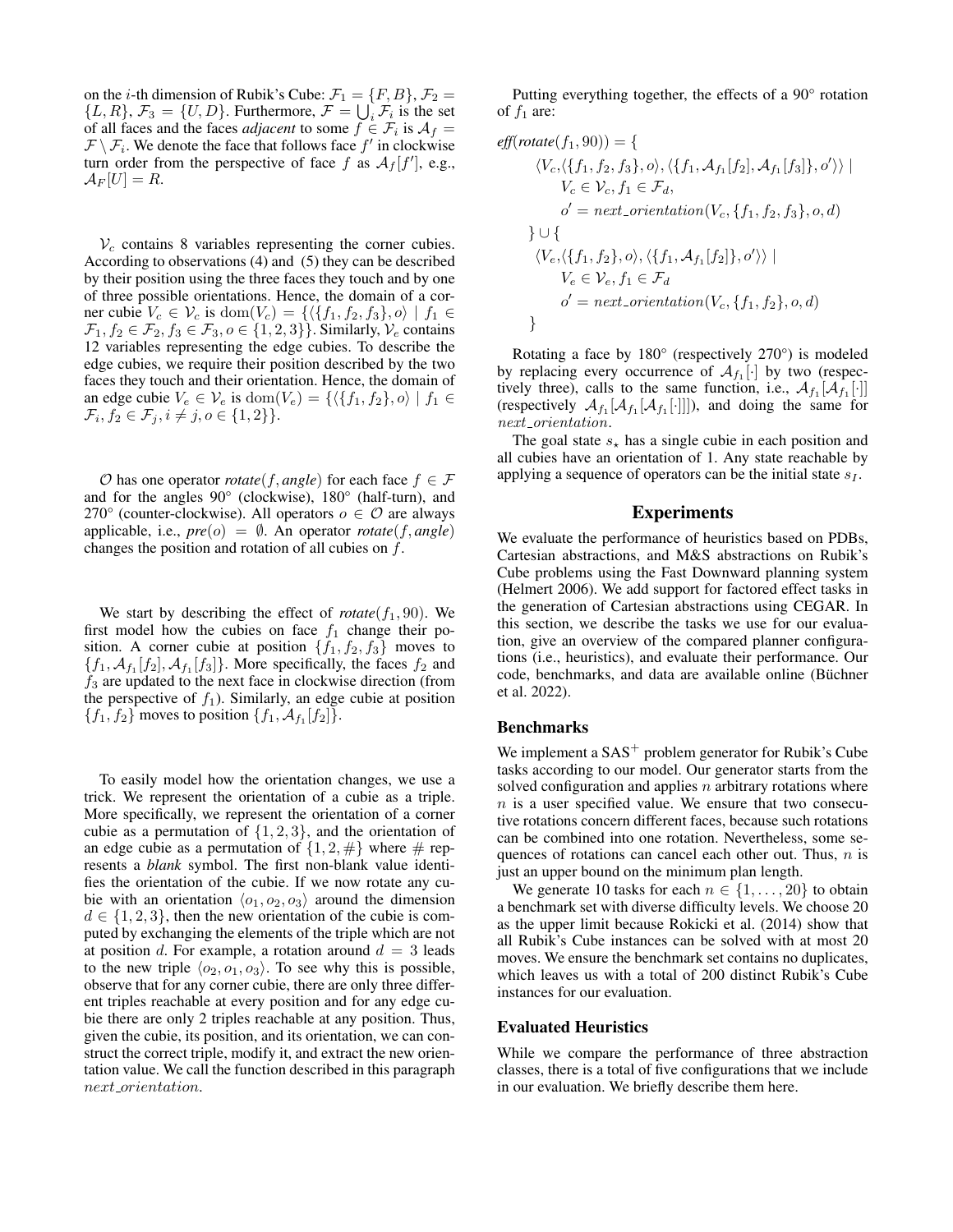on the $i$-th dimension of Rubik's Cube: $\mathcal{F}_1 = \{F, B\}$, $\mathcal{F}_2 = \{L, R\}$, $\mathcal{F}_3 = \{U, D\}$. Furthermore, $\mathcal{F} = \bigcup_i \mathcal{F}_i$ is the set of all faces and the faces *adjacent* to some $f \in \mathcal{F}_i$ is $\mathcal{A}_f = \mathcal{F} \setminus \mathcal{F}_i$. We denote the face that follows face $f'$ in clockwise turn order from the perspective of face $f$ as $\mathcal{A}_f[f']$, e.g., $\mathcal{A}_F[U] = R$.

$\mathcal{V}_c$ contains 8 variables representing the corner cubies. According to observations (4) and (5) they can be described by their position using the three faces they touch and by one of three possible orientations. Hence, the domain of a corner cubie $V_c \in \mathcal{V}_c$ is $\mathrm{dom}(V_c) = \{\langle\{f_1, f_2, f_3\}, o\rangle \mid f_1 \in \mathcal{F}_1, f_2 \in \mathcal{F}_2, f_3 \in \mathcal{F}_3, o \in \{1, 2, 3\}\}$. Similarly, $\mathcal{V}_e$ contains 12 variables representing the edge cubies. To describe the edge cubies, we require their position described by the two faces they touch and their orientation. Hence, the domain of an edge cubie $V_e \in \mathcal{V}_e$ is $\mathrm{dom}(V_e) = \{\langle\{f_1, f_2\}, o\rangle \mid f_1 \in \mathcal{F}_i, f_2 \in \mathcal{F}_j, i \neq j, o \in \{1, 2\}\}$.

$\mathcal{O}$ has one operator *rotate*$(f, angle)$ for each face $f \in \mathcal{F}$ and for the angles 90° (clockwise), 180° (half-turn), and 270° (counter-clockwise). All operators $o \in \mathcal{O}$ are always applicable, i.e., *pre*$(o) = \emptyset$. An operator *rotate*$(f, angle)$ changes the position and rotation of all cubies on $f$.

We start by describing the effect of *rotate*$(f_1, 90)$. We first model how the cubies on face $f_1$ change their position. A corner cubie at position $\{f_1, f_2, f_3\}$ moves to $\{f_1, \mathcal{A}_{f_1}[f_2], \mathcal{A}_{f_1}[f_3]\}$. More specifically, the faces $f_2$ and $f_3$ are updated to the next face in clockwise direction (from the perspective of $f_1$). Similarly, an edge cubie at position $\{f_1, f_2\}$ moves to position $\{f_1, \mathcal{A}_{f_1}[f_2]\}$.

To easily model how the orientation changes, we use a trick. We represent the orientation of a cubie as a triple. More specifically, we represent the orientation of a corner cubie as a permutation of $\{1, 2, 3\}$, and the orientation of an edge cubie as a permutation of $\{1, 2, \#\}$ where $\#$ represents a *blank* symbol. The first non-blank value identifies the orientation of the cubie. If we now rotate any cubie with an orientation $\langle o_1, o_2, o_3\rangle$ around the dimension $d \in \{1, 2, 3\}$, then the new orientation of the cubie is computed by exchanging the elements of the triple which are not at position $d$. For example, a rotation around $d = 3$ leads to the new triple $\langle o_2, o_1, o_3\rangle$. To see why this is possible, observe that for any corner cubie, there are only three different triples reachable at every position and for any edge cubie there are only 2 triples reachable at any position. Thus, given the cubie, its position, and its orientation, we can construct the correct triple, modify it, and extract the new orientation value. We call the function described in this paragraph $next\_orientation$.

Putting everything together, the effects of a 90° rotation of $f_1$ are:

$$
\begin{aligned}
&\textit{eff}(\textit{rotate}(f_1, 90)) = \{\\
&\quad \langle V_c, \langle\{f_1, f_2, f_3\}, o\rangle, \langle\{f_1, \mathcal{A}_{f_1}[f_2], \mathcal{A}_{f_1}[f_3]\}, o'\rangle\rangle \mid\\
&\qquad V_c \in \mathcal{V}_c, f_1 \in \mathcal{F}_d,\\
&\qquad o' = next\_orientation(V_c, \{f_1, f_2, f_3\}, o, d)\\
&\} \cup \{\\
&\quad \langle V_e, \langle\{f_1, f_2\}, o\rangle, \langle\{f_1, \mathcal{A}_{f_1}[f_2]\}, o'\rangle\rangle \mid\\
&\qquad V_e \in \mathcal{V}_e, f_1 \in \mathcal{F}_d\\
&\qquad o' = next\_orientation(V_c, \{f_1, f_2\}, o, d)\\
&\}
\end{aligned}
$$

Rotating a face by 180° (respectively 270°) is modeled by replacing every occurrence of $\mathcal{A}_{f_1}[\cdot]$ by two (respectively three), calls to the same function, i.e., $\mathcal{A}_{f_1}[\mathcal{A}_{f_1}[\cdot]]$ (respectively $\mathcal{A}_{f_1}[\mathcal{A}_{f_1}[\mathcal{A}_{f_1}[\cdot]]]$), and doing the same for $next\_orientation$.

The goal state $s_\star$ has a single cubie in each position and all cubies have an orientation of 1. Any state reachable by applying a sequence of operators can be the initial state $s_I$.

## Experiments

We evaluate the performance of heuristics based on PDBs, Cartesian abstractions, and M&S abstractions on Rubik's Cube problems using the Fast Downward planning system (Helmert 2006). We add support for factored effect tasks in the generation of Cartesian abstractions using CEGAR. In this section, we describe the tasks we use for our evaluation, give an overview of the compared planner configurations (i.e., heuristics), and evaluate their performance. Our code, benchmarks, and data are available online (Büchner et al. 2022).

### Benchmarks

We implement a SAS$^+$ problem generator for Rubik's Cube tasks according to our model. Our generator starts from the solved configuration and applies $n$ arbitrary rotations where $n$ is a user specified value. We ensure that two consecutive rotations concern different faces, because such rotations can be combined into one rotation. Nevertheless, some sequences of rotations can cancel each other out. Thus, $n$ is just an upper bound on the minimum plan length.

We generate 10 tasks for each $n \in \{1, \ldots, 20\}$ to obtain a benchmark set with diverse difficulty levels. We choose 20 as the upper limit because Rokicki et al. (2014) show that all Rubik's Cube instances can be solved with at most 20 moves. We ensure the benchmark set contains no duplicates, which leaves us with a total of 200 distinct Rubik's Cube instances for our evaluation.

### Evaluated Heuristics

While we compare the performance of three abstraction classes, there is a total of five configurations that we include in our evaluation. We briefly describe them here.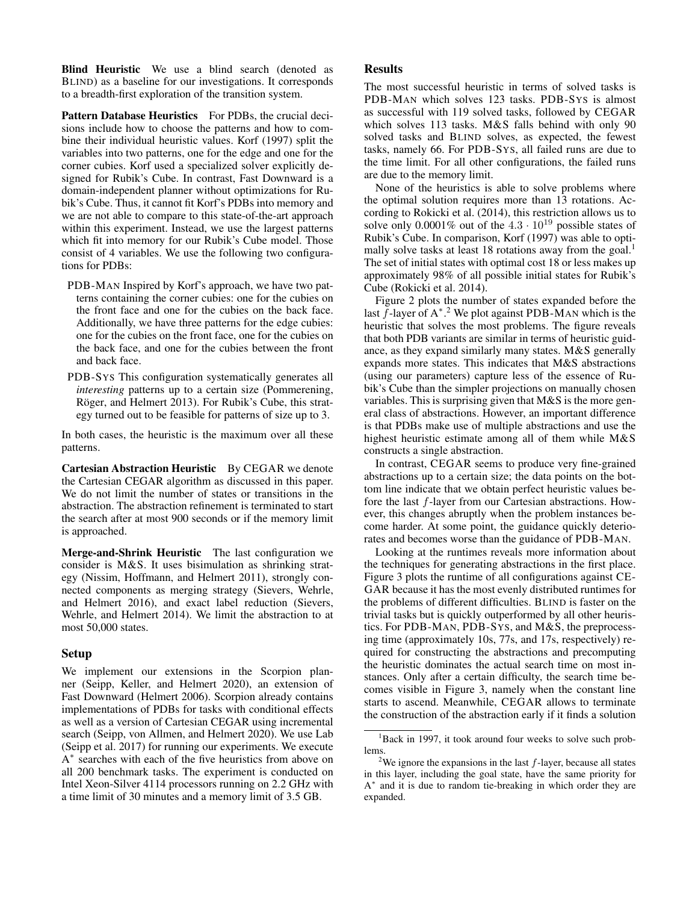**Blind Heuristic** We use a blind search (denoted as BLIND) as a baseline for our investigations. It corresponds to a breadth-first exploration of the transition system.

**Pattern Database Heuristics** For PDBs, the crucial decisions include how to choose the patterns and how to combine their individual heuristic values. Korf (1997) split the variables into two patterns, one for the edge and one for the corner cubies. Korf used a specialized solver explicitly designed for Rubik's Cube. In contrast, Fast Downward is a domain-independent planner without optimizations for Rubik's Cube. Thus, it cannot fit Korf's PDBs into memory and we are not able to compare to this state-of-the-art approach within this experiment. Instead, we use the largest patterns which fit into memory for our Rubik's Cube model. Those consist of 4 variables. We use the following two configurations for PDBs:

- PDB-MAN Inspired by Korf's approach, we have two patterns containing the corner cubies: one for the cubies on the front face and one for the cubies on the back face. Additionally, we have three patterns for the edge cubies: one for the cubies on the front face, one for the cubies on the back face, and one for the cubies between the front and back face.
- PDB-SYS This configuration systematically generates all *interesting* patterns up to a certain size (Pommerening, Röger, and Helmert 2013). For Rubik's Cube, this strategy turned out to be feasible for patterns of size up to 3.

In both cases, the heuristic is the maximum over all these patterns.

**Cartesian Abstraction Heuristic** By CEGAR we denote the Cartesian CEGAR algorithm as discussed in this paper. We do not limit the number of states or transitions in the abstraction. The abstraction refinement is terminated to start the search after at most 900 seconds or if the memory limit is approached.

**Merge-and-Shrink Heuristic** The last configuration we consider is M&S. It uses bisimulation as shrinking strategy (Nissim, Hoffmann, and Helmert 2011), strongly connected components as merging strategy (Sievers, Wehrle, and Helmert 2016), and exact label reduction (Sievers, Wehrle, and Helmert 2014). We limit the abstraction to at most 50,000 states.

## Setup

We implement our extensions in the Scorpion planner (Seipp, Keller, and Helmert 2020), an extension of Fast Downward (Helmert 2006). Scorpion already contains implementations of PDBs for tasks with conditional effects as well as a version of Cartesian CEGAR using incremental search (Seipp, von Allmen, and Helmert 2020). We use Lab (Seipp et al. 2017) for running our experiments. We execute $A^*$ searches with each of the five heuristics from above on all 200 benchmark tasks. The experiment is conducted on Intel Xeon-Silver 4114 processors running on 2.2 GHz with a time limit of 30 minutes and a memory limit of 3.5 GB.

## Results

The most successful heuristic in terms of solved tasks is PDB-MAN which solves 123 tasks. PDB-SYS is almost as successful with 119 solved tasks, followed by CEGAR which solves 113 tasks. M&S falls behind with only 90 solved tasks and BLIND solves, as expected, the fewest tasks, namely 66. For PDB-SYS, all failed runs are due to the time limit. For all other configurations, the failed runs are due to the memory limit.

None of the heuristics is able to solve problems where the optimal solution requires more than 13 rotations. According to Rokicki et al. (2014), this restriction allows us to solve only 0.0001% out of the $4.3 \cdot 10^{19}$ possible states of Rubik's Cube. In comparison, Korf (1997) was able to optimally solve tasks at least 18 rotations away from the goal.[1] The set of initial states with optimal cost 18 or less makes up approximately 98% of all possible initial states for Rubik's Cube (Rokicki et al. 2014).

Figure 2 plots the number of states expanded before the last $f$-layer of $A^*$.[2] We plot against PDB-MAN which is the heuristic that solves the most problems. The figure reveals that both PDB variants are similar in terms of heuristic guidance, as they expand similarly many states. M&S generally expands more states. This indicates that M&S abstractions (using our parameters) capture less of the essence of Rubik's Cube than the simpler projections on manually chosen variables. This is surprising given that M&S is the more general class of abstractions. However, an important difference is that PDBs make use of multiple abstractions and use the highest heuristic estimate among all of them while M&S constructs a single abstraction.

In contrast, CEGAR seems to produce very fine-grained abstractions up to a certain size; the data points on the bottom line indicate that we obtain perfect heuristic values before the last $f$-layer from our Cartesian abstractions. However, this changes abruptly when the problem instances become harder. At some point, the guidance quickly deteriorates and becomes worse than the guidance of PDB-MAN.

Looking at the runtimes reveals more information about the techniques for generating abstractions in the first place. Figure 3 plots the runtime of all configurations against CEGAR because it has the most evenly distributed runtimes for the problems of different difficulties. BLIND is faster on the trivial tasks but is quickly outperformed by all other heuristics. For PDB-MAN, PDB-SYS, and M&S, the preprocessing time (approximately 10s, 77s, and 17s, respectively) required for constructing the abstractions and precomputing the heuristic dominates the actual search time on most instances. Only after a certain difficulty, the search time becomes visible in Figure 3, namely when the constant line starts to ascend. Meanwhile, CEGAR allows to terminate the construction of the abstraction early if it finds a solution

[1] Back in 1997, it took around four weeks to solve such problems.

[2] We ignore the expansions in the last $f$-layer, because all states in this layer, including the goal state, have the same priority for $A^*$ and it is due to random tie-breaking in which order they are expanded.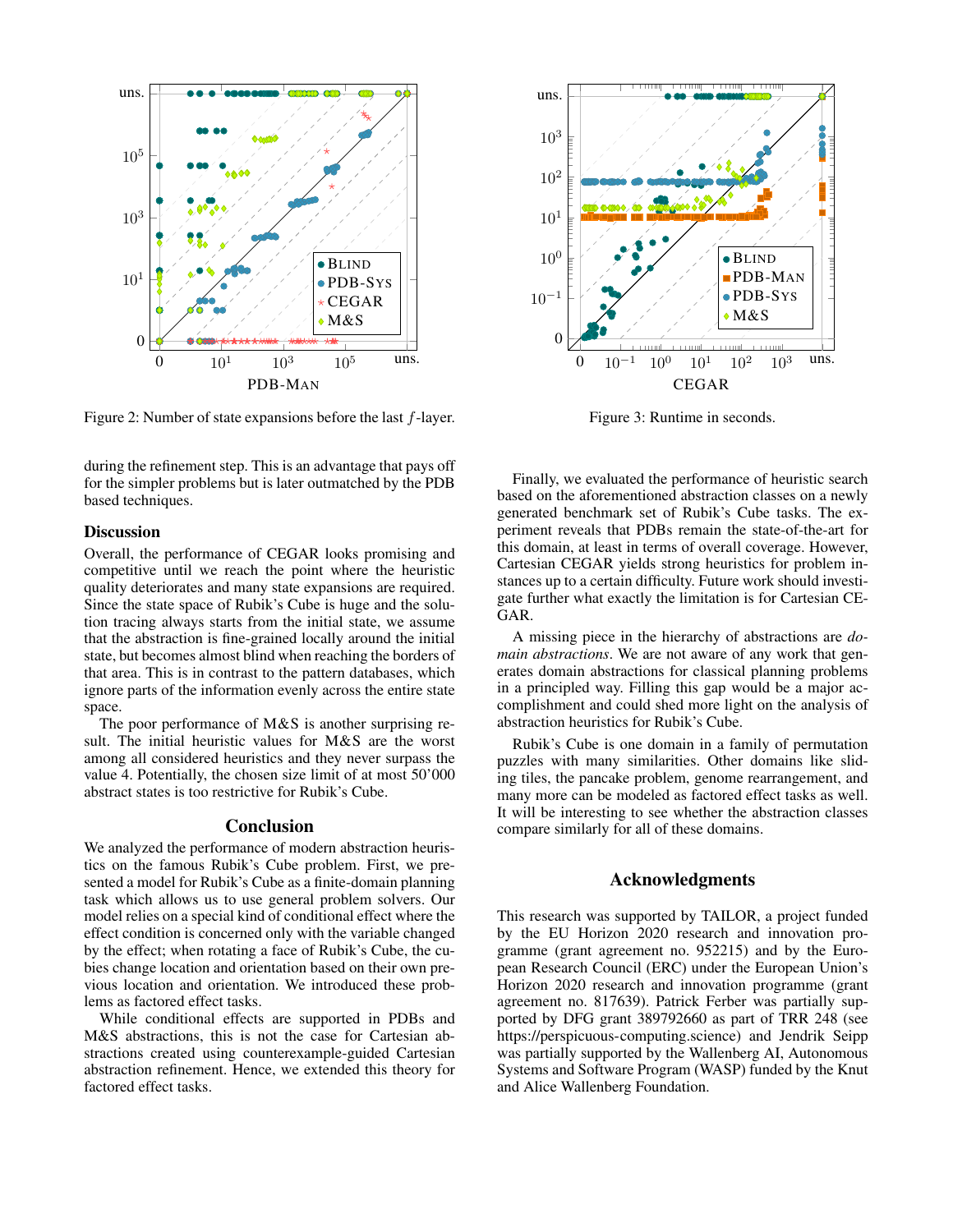Figure 2: Number of state expansions before the last $f$-layer.

Figure 3: Runtime in seconds.

during the refinement step. This is an advantage that pays off for the simpler problems but is later outmatched by the PDB based techniques.

### Discussion

Overall, the performance of CEGAR looks promising and competitive until we reach the point where the heuristic quality deteriorates and many state expansions are required. Since the state space of Rubik's Cube is huge and the solution tracing always starts from the initial state, we assume that the abstraction is fine-grained locally around the initial state, but becomes almost blind when reaching the borders of that area. This is in contrast to the pattern databases, which ignore parts of the information evenly across the entire state space.

The poor performance of M&S is another surprising result. The initial heuristic values for M&S are the worst among all considered heuristics and they never surpass the value 4. Potentially, the chosen size limit of at most 50'000 abstract states is too restrictive for Rubik's Cube.

## Conclusion

We analyzed the performance of modern abstraction heuristics on the famous Rubik's Cube problem. First, we presented a model for Rubik's Cube as a finite-domain planning task which allows us to use general problem solvers. Our model relies on a special kind of conditional effect where the effect condition is concerned only with the variable changed by the effect; when rotating a face of Rubik's Cube, the cubies change location and orientation based on their own previous location and orientation. We introduced these problems as factored effect tasks.

While conditional effects are supported in PDBs and M&S abstractions, this is not the case for Cartesian abstractions created using counterexample-guided Cartesian abstraction refinement. Hence, we extended this theory for factored effect tasks.

Finally, we evaluated the performance of heuristic search based on the aforementioned abstraction classes on a newly generated benchmark set of Rubik's Cube tasks. The experiment reveals that PDBs remain the state-of-the-art for this domain, at least in terms of overall coverage. However, Cartesian CEGAR yields strong heuristics for problem instances up to a certain difficulty. Future work should investigate further what exactly the limitation is for Cartesian CEGAR.

A missing piece in the hierarchy of abstractions are *domain abstractions*. We are not aware of any work that generates domain abstractions for classical planning problems in a principled way. Filling this gap would be a major accomplishment and could shed more light on the analysis of abstraction heuristics for Rubik's Cube.

Rubik's Cube is one domain in a family of permutation puzzles with many similarities. Other domains like sliding tiles, the pancake problem, genome rearrangement, and many more can be modeled as factored effect tasks as well. It will be interesting to see whether the abstraction classes compare similarly for all of these domains.

## Acknowledgments

This research was supported by TAILOR, a project funded by the EU Horizon 2020 research and innovation programme (grant agreement no. 952215) and by the European Research Council (ERC) under the European Union's Horizon 2020 research and innovation programme (grant agreement no. 817639). Patrick Ferber was partially supported by DFG grant 389792660 as part of TRR 248 (see https://perspicuous-computing.science) and Jendrik Seipp was partially supported by the Wallenberg AI, Autonomous Systems and Software Program (WASP) funded by the Knut and Alice Wallenberg Foundation.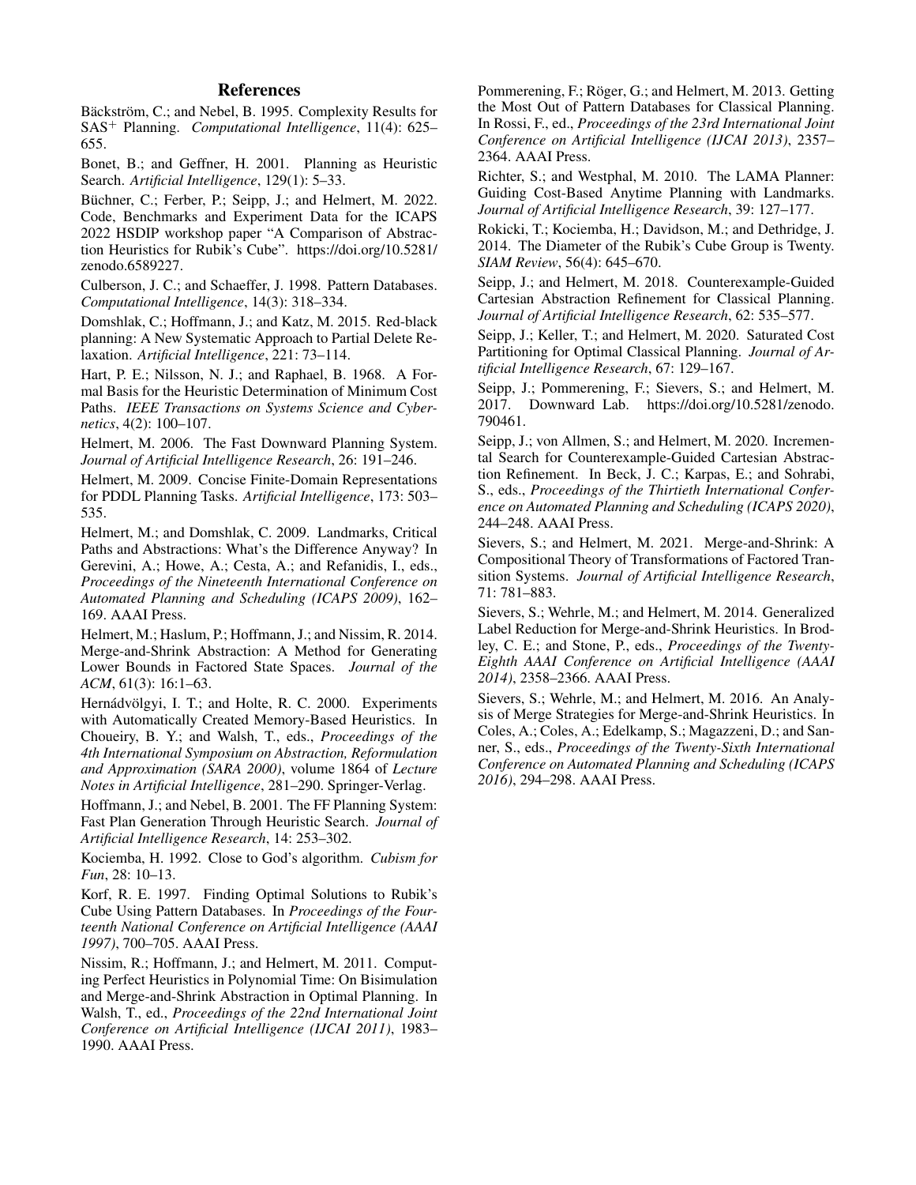## References

Bäckström, C.; and Nebel, B. 1995. Complexity Results for SAS$^+$ Planning. *Computational Intelligence*, 11(4): 625–655.

Bonet, B.; and Geffner, H. 2001. Planning as Heuristic Search. *Artificial Intelligence*, 129(1): 5–33.

Büchner, C.; Ferber, P.; Seipp, J.; and Helmert, M. 2022. Code, Benchmarks and Experiment Data for the ICAPS 2022 HSDIP workshop paper "A Comparison of Abstraction Heuristics for Rubik's Cube". https://doi.org/10.5281/zenodo.6589227.

Culberson, J. C.; and Schaeffer, J. 1998. Pattern Databases. *Computational Intelligence*, 14(3): 318–334.

Domshlak, C.; Hoffmann, J.; and Katz, M. 2015. Red-black planning: A New Systematic Approach to Partial Delete Relaxation. *Artificial Intelligence*, 221: 73–114.

Hart, P. E.; Nilsson, N. J.; and Raphael, B. 1968. A Formal Basis for the Heuristic Determination of Minimum Cost Paths. *IEEE Transactions on Systems Science and Cybernetics*, 4(2): 100–107.

Helmert, M. 2006. The Fast Downward Planning System. *Journal of Artificial Intelligence Research*, 26: 191–246.

Helmert, M. 2009. Concise Finite-Domain Representations for PDDL Planning Tasks. *Artificial Intelligence*, 173: 503–535.

Helmert, M.; and Domshlak, C. 2009. Landmarks, Critical Paths and Abstractions: What's the Difference Anyway? In Gerevini, A.; Howe, A.; Cesta, A.; and Refanidis, I., eds., *Proceedings of the Nineteenth International Conference on Automated Planning and Scheduling (ICAPS 2009)*, 162–169. AAAI Press.

Helmert, M.; Haslum, P.; Hoffmann, J.; and Nissim, R. 2014. Merge-and-Shrink Abstraction: A Method for Generating Lower Bounds in Factored State Spaces. *Journal of the ACM*, 61(3): 16:1–63.

Hernádvölgyi, I. T.; and Holte, R. C. 2000. Experiments with Automatically Created Memory-Based Heuristics. In Choueiry, B. Y.; and Walsh, T., eds., *Proceedings of the 4th International Symposium on Abstraction, Reformulation and Approximation (SARA 2000)*, volume 1864 of *Lecture Notes in Artificial Intelligence*, 281–290. Springer-Verlag.

Hoffmann, J.; and Nebel, B. 2001. The FF Planning System: Fast Plan Generation Through Heuristic Search. *Journal of Artificial Intelligence Research*, 14: 253–302.

Kociemba, H. 1992. Close to God's algorithm. *Cubism for Fun*, 28: 10–13.

Korf, R. E. 1997. Finding Optimal Solutions to Rubik's Cube Using Pattern Databases. In *Proceedings of the Fourteenth National Conference on Artificial Intelligence (AAAI 1997)*, 700–705. AAAI Press.

Nissim, R.; Hoffmann, J.; and Helmert, M. 2011. Computing Perfect Heuristics in Polynomial Time: On Bisimulation and Merge-and-Shrink Abstraction in Optimal Planning. In Walsh, T., ed., *Proceedings of the 22nd International Joint Conference on Artificial Intelligence (IJCAI 2011)*, 1983–1990. AAAI Press.

Pommerening, F.; Röger, G.; and Helmert, M. 2013. Getting the Most Out of Pattern Databases for Classical Planning. In Rossi, F., ed., *Proceedings of the 23rd International Joint Conference on Artificial Intelligence (IJCAI 2013)*, 2357–2364. AAAI Press.

Richter, S.; and Westphal, M. 2010. The LAMA Planner: Guiding Cost-Based Anytime Planning with Landmarks. *Journal of Artificial Intelligence Research*, 39: 127–177.

Rokicki, T.; Kociemba, H.; Davidson, M.; and Dethridge, J. 2014. The Diameter of the Rubik's Cube Group is Twenty. *SIAM Review*, 56(4): 645–670.

Seipp, J.; and Helmert, M. 2018. Counterexample-Guided Cartesian Abstraction Refinement for Classical Planning. *Journal of Artificial Intelligence Research*, 62: 535–577.

Seipp, J.; Keller, T.; and Helmert, M. 2020. Saturated Cost Partitioning for Optimal Classical Planning. *Journal of Artificial Intelligence Research*, 67: 129–167.

Seipp, J.; Pommerening, F.; Sievers, S.; and Helmert, M. 2017. Downward Lab. https://doi.org/10.5281/zenodo.790461.

Seipp, J.; von Allmen, S.; and Helmert, M. 2020. Incremental Search for Counterexample-Guided Cartesian Abstraction Refinement. In Beck, J. C.; Karpas, E.; and Sohrabi, S., eds., *Proceedings of the Thirtieth International Conference on Automated Planning and Scheduling (ICAPS 2020)*, 244–248. AAAI Press.

Sievers, S.; and Helmert, M. 2021. Merge-and-Shrink: A Compositional Theory of Transformations of Factored Transition Systems. *Journal of Artificial Intelligence Research*, 71: 781–883.

Sievers, S.; Wehrle, M.; and Helmert, M. 2014. Generalized Label Reduction for Merge-and-Shrink Heuristics. In Brodley, C. E.; and Stone, P., eds., *Proceedings of the Twenty-Eighth AAAI Conference on Artificial Intelligence (AAAI 2014)*, 2358–2366. AAAI Press.

Sievers, S.; Wehrle, M.; and Helmert, M. 2016. An Analysis of Merge Strategies for Merge-and-Shrink Heuristics. In Coles, A.; Coles, A.; Edelkamp, S.; Magazzeni, D.; and Sanner, S., eds., *Proceedings of the Twenty-Sixth International Conference on Automated Planning and Scheduling (ICAPS 2016)*, 294–298. AAAI Press.